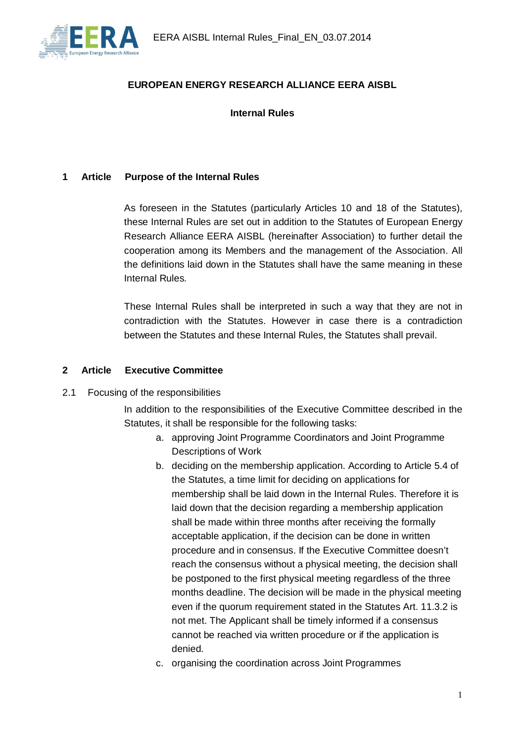**EUROPEAN ENERGY RESEARCH ALLIANCE EERA AISBL**

**Internal Rules**

## 1 Article Purpose of the Internal Rules

As foreseen in the Statutes (particularly Articles 10 and 18 of the Statutes), these Internal Rules are set out in addition to the Statutes of European Energy Research Alliance EERA AISBL (hereinafter Association) to further detail the cooperation among its Members and the management of the Association. All the definitions laid down in the Statutes shall have the same meaning in these Internal Rules.

These Internal Rules shall be interpreted in such a way that they are not in contradiction with the Statutes. However in case there is a contradiction between the Statutes and these Internal Rules, the Statutes shall prevail.

## 2 Article Executive Committee

2.1 Focusing of the responsibilities

In addition to the responsibilities of the Executive Committee described in the Statutes, it shall be responsible for the following tasks:

a. approving Joint Programme Coordinators and Joint Programme Descriptions of Work
b. deciding on the membership application. According to Article 5.4 of the Statutes, a time limit for deciding on applications for membership shall be laid down in the Internal Rules. Therefore it is laid down that the decision regarding a membership application shall be made within three months after receiving the formally acceptable application, if the decision can be done in written procedure and in consensus. If the Executive Committee doesn't reach the consensus without a physical meeting, the decision shall be postponed to the first physical meeting regardless of the three months deadline. The decision will be made in the physical meeting even if the quorum requirement stated in the Statutes Art. 11.3.2 is not met. The Applicant shall be timely informed if a consensus cannot be reached via written procedure or if the application is denied.
c. organising the coordination across Joint Programmes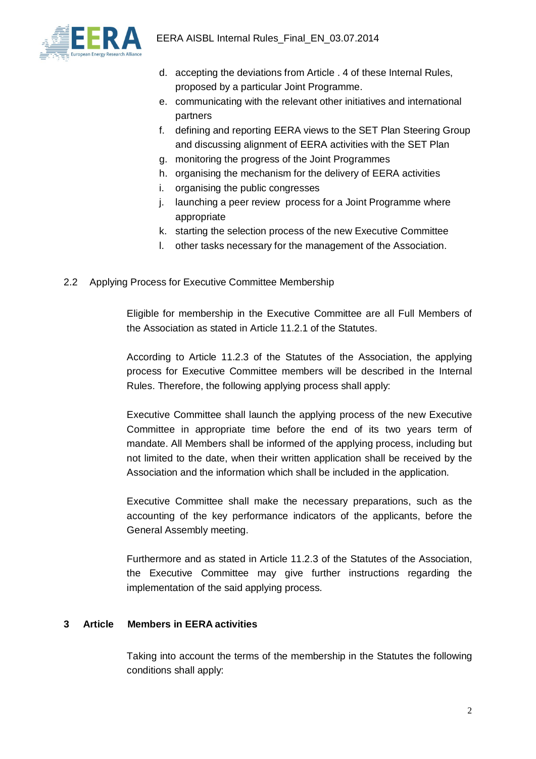d. accepting the deviations from Article . 4 of these Internal Rules, proposed by a particular Joint Programme.
e. communicating with the relevant other initiatives and international partners
f. defining and reporting EERA views to the SET Plan Steering Group and discussing alignment of EERA activities with the SET Plan
g. monitoring the progress of the Joint Programmes
h. organising the mechanism for the delivery of EERA activities
i. organising the public congresses
j. launching a peer review process for a Joint Programme where appropriate
k. starting the selection process of the new Executive Committee
l. other tasks necessary for the management of the Association.

### 2.2 Applying Process for Executive Committee Membership

Eligible for membership in the Executive Committee are all Full Members of the Association as stated in Article 11.2.1 of the Statutes.

According to Article 11.2.3 of the Statutes of the Association, the applying process for Executive Committee members will be described in the Internal Rules. Therefore, the following applying process shall apply:

Executive Committee shall launch the applying process of the new Executive Committee in appropriate time before the end of its two years term of mandate. All Members shall be informed of the applying process, including but not limited to the date, when their written application shall be received by the Association and the information which shall be included in the application.

Executive Committee shall make the necessary preparations, such as the accounting of the key performance indicators of the applicants, before the General Assembly meeting.

Furthermore and as stated in Article 11.2.3 of the Statutes of the Association, the Executive Committee may give further instructions regarding the implementation of the said applying process.

## 3 Article Members in EERA activities

Taking into account the terms of the membership in the Statutes the following conditions shall apply: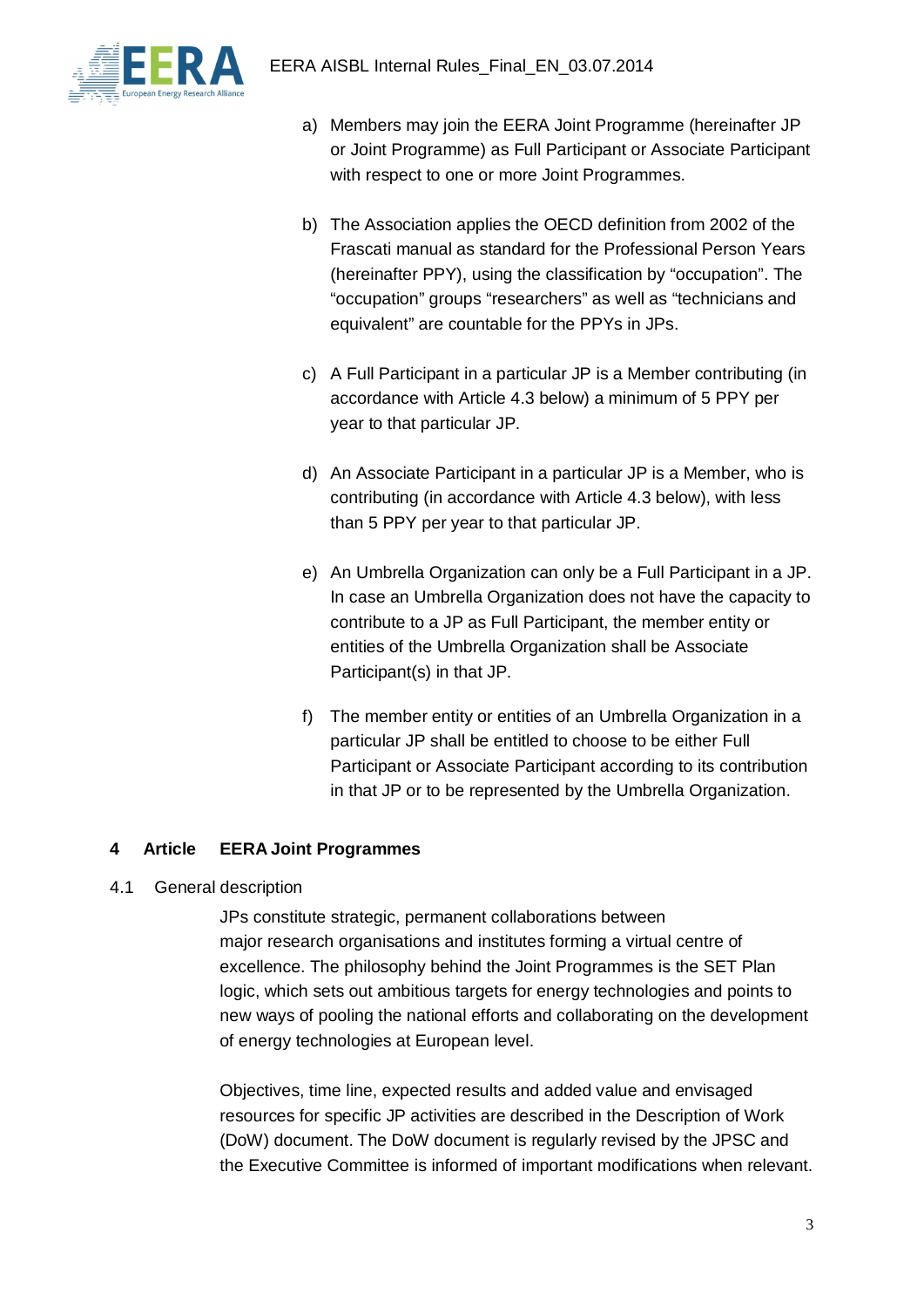a) Members may join the EERA Joint Programme (hereinafter JP or Joint Programme) as Full Participant or Associate Participant with respect to one or more Joint Programmes.

b) The Association applies the OECD definition from 2002 of the Frascati manual as standard for the Professional Person Years (hereinafter PPY), using the classification by “occupation”. The “occupation” groups “researchers” as well as “technicians and equivalent” are countable for the PPYs in JPs.

c) A Full Participant in a particular JP is a Member contributing (in accordance with Article 4.3 below) a minimum of 5 PPY per year to that particular JP.

d) An Associate Participant in a particular JP is a Member, who is contributing (in accordance with Article 4.3 below), with less than 5 PPY per year to that particular JP.

e) An Umbrella Organization can only be a Full Participant in a JP. In case an Umbrella Organization does not have the capacity to contribute to a JP as Full Participant, the member entity or entities of the Umbrella Organization shall be Associate Participant(s) in that JP.

f) The member entity or entities of an Umbrella Organization in a particular JP shall be entitled to choose to be either Full Participant or Associate Participant according to its contribution in that JP or to be represented by the Umbrella Organization.

## 4 Article EERA Joint Programmes

### 4.1 General description

JPs constitute strategic, permanent collaborations between major research organisations and institutes forming a virtual centre of excellence. The philosophy behind the Joint Programmes is the SET Plan logic, which sets out ambitious targets for energy technologies and points to new ways of pooling the national efforts and collaborating on the development of energy technologies at European level.

Objectives, time line, expected results and added value and envisaged resources for specific JP activities are described in the Description of Work (DoW) document. The DoW document is regularly revised by the JPSC and the Executive Committee is informed of important modifications when relevant.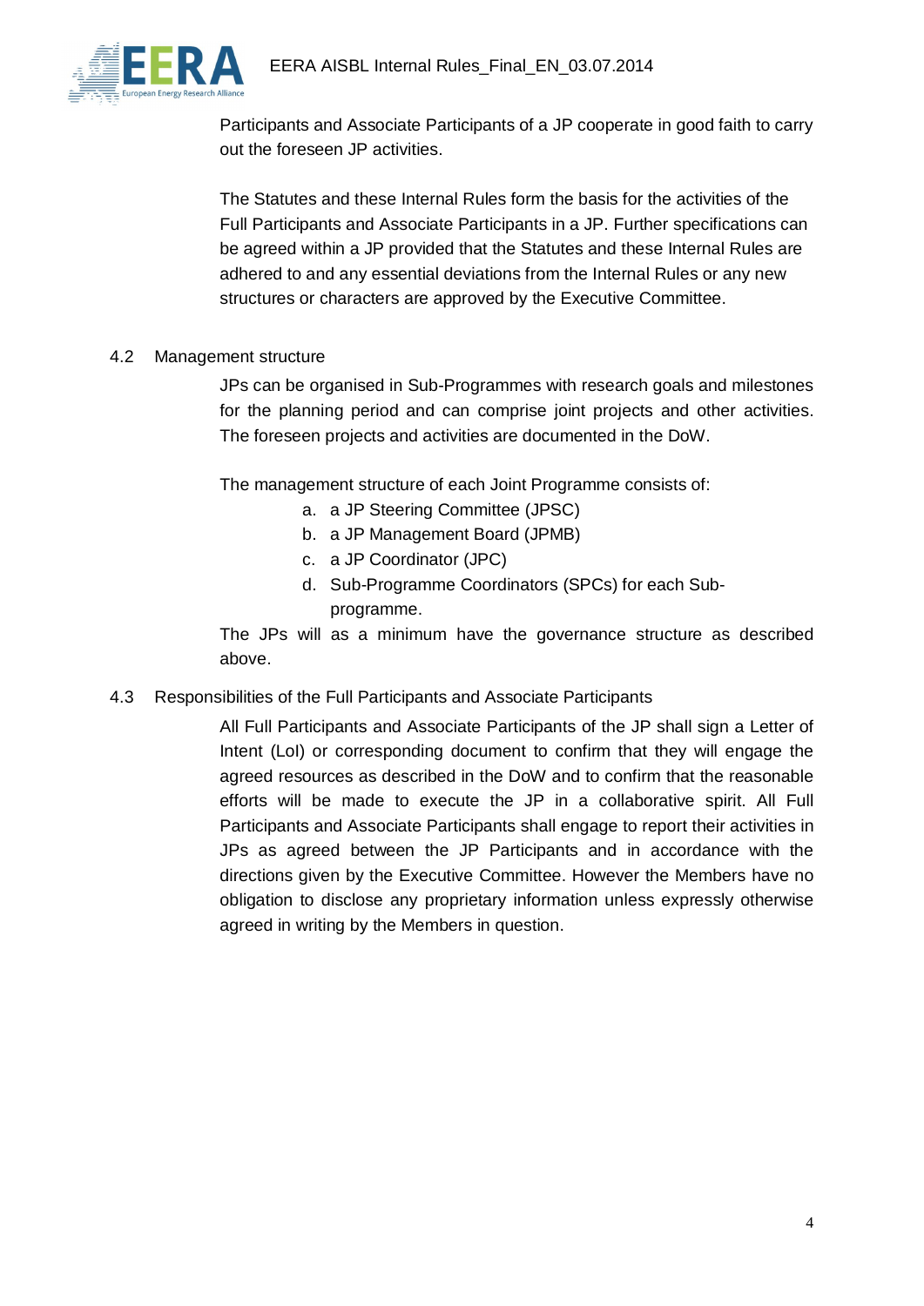Participants and Associate Participants of a JP cooperate in good faith to carry out the foreseen JP activities.

The Statutes and these Internal Rules form the basis for the activities of the Full Participants and Associate Participants in a JP. Further specifications can be agreed within a JP provided that the Statutes and these Internal Rules are adhered to and any essential deviations from the Internal Rules or any new structures or characters are approved by the Executive Committee.

### 4.2 Management structure

JPs can be organised in Sub-Programmes with research goals and milestones for the planning period and can comprise joint projects and other activities. The foreseen projects and activities are documented in the DoW.

The management structure of each Joint Programme consists of:

a. a JP Steering Committee (JPSC)
b. a JP Management Board (JPMB)
c. a JP Coordinator (JPC)
d. Sub-Programme Coordinators (SPCs) for each Sub-programme.

The JPs will as a minimum have the governance structure as described above.

### 4.3 Responsibilities of the Full Participants and Associate Participants

All Full Participants and Associate Participants of the JP shall sign a Letter of Intent (LoI) or corresponding document to confirm that they will engage the agreed resources as described in the DoW and to confirm that the reasonable efforts will be made to execute the JP in a collaborative spirit. All Full Participants and Associate Participants shall engage to report their activities in JPs as agreed between the JP Participants and in accordance with the directions given by the Executive Committee. However the Members have no obligation to disclose any proprietary information unless expressly otherwise agreed in writing by the Members in question.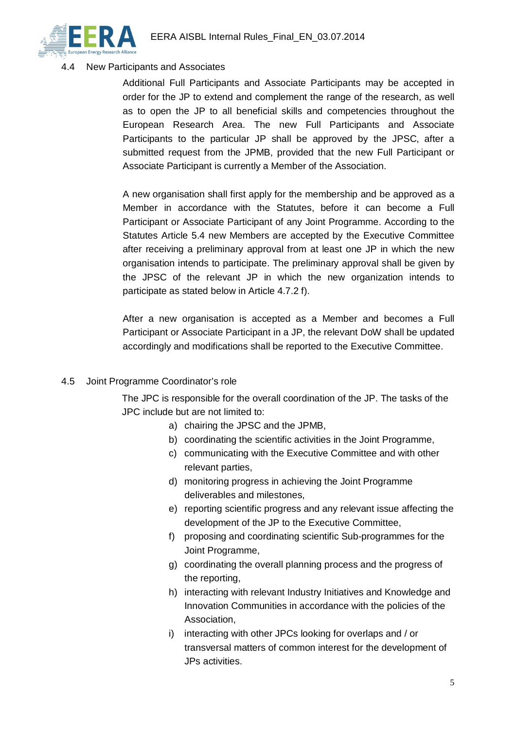## 4.4 New Participants and Associates

Additional Full Participants and Associate Participants may be accepted in order for the JP to extend and complement the range of the research, as well as to open the JP to all beneficial skills and competencies throughout the European Research Area. The new Full Participants and Associate Participants to the particular JP shall be approved by the JPSC, after a submitted request from the JPMB, provided that the new Full Participant or Associate Participant is currently a Member of the Association.

A new organisation shall first apply for the membership and be approved as a Member in accordance with the Statutes, before it can become a Full Participant or Associate Participant of any Joint Programme. According to the Statutes Article 5.4 new Members are accepted by the Executive Committee after receiving a preliminary approval from at least one JP in which the new organisation intends to participate. The preliminary approval shall be given by the JPSC of the relevant JP in which the new organization intends to participate as stated below in Article 4.7.2 f).

After a new organisation is accepted as a Member and becomes a Full Participant or Associate Participant in a JP, the relevant DoW shall be updated accordingly and modifications shall be reported to the Executive Committee.

## 4.5 Joint Programme Coordinator's role

The JPC is responsible for the overall coordination of the JP. The tasks of the JPC include but are not limited to:

a) chairing the JPSC and the JPMB,
b) coordinating the scientific activities in the Joint Programme,
c) communicating with the Executive Committee and with other relevant parties,
d) monitoring progress in achieving the Joint Programme deliverables and milestones,
e) reporting scientific progress and any relevant issue affecting the development of the JP to the Executive Committee,
f) proposing and coordinating scientific Sub-programmes for the Joint Programme,
g) coordinating the overall planning process and the progress of the reporting,
h) interacting with relevant Industry Initiatives and Knowledge and Innovation Communities in accordance with the policies of the Association,
i) interacting with other JPCs looking for overlaps and / or transversal matters of common interest for the development of JPs activities.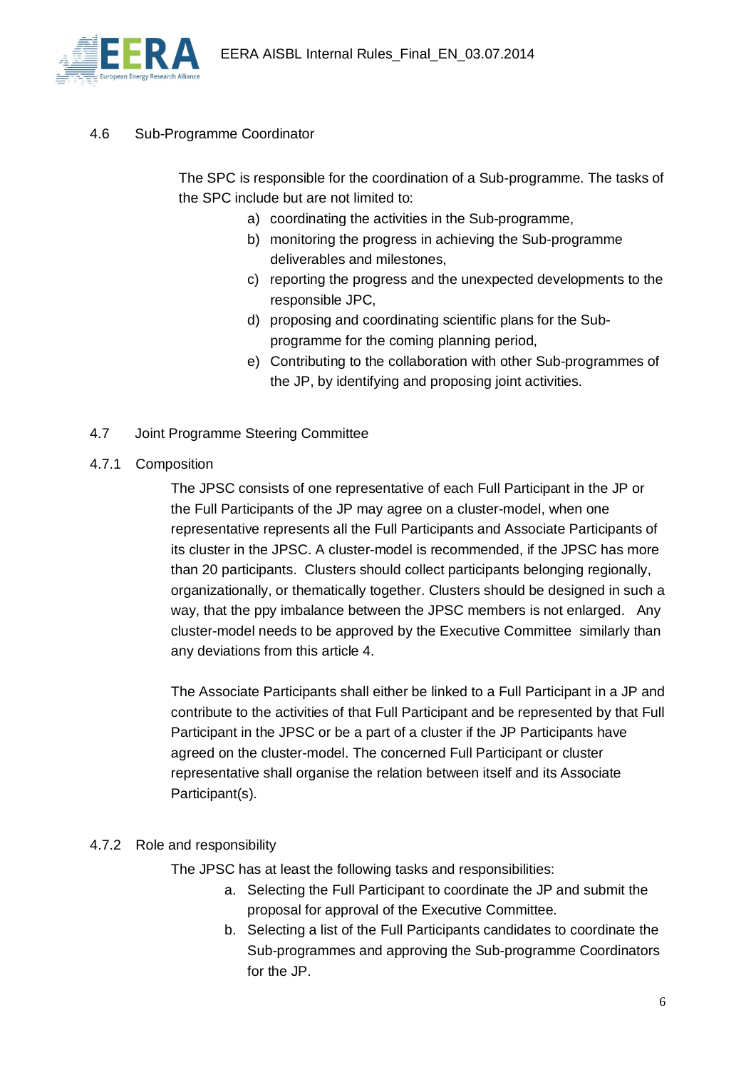### 4.6 Sub-Programme Coordinator

The SPC is responsible for the coordination of a Sub-programme. The tasks of the SPC include but are not limited to:

a) coordinating the activities in the Sub-programme,
b) monitoring the progress in achieving the Sub-programme deliverables and milestones,
c) reporting the progress and the unexpected developments to the responsible JPC,
d) proposing and coordinating scientific plans for the Sub-programme for the coming planning period,
e) Contributing to the collaboration with other Sub-programmes of the JP, by identifying and proposing joint activities.

### 4.7 Joint Programme Steering Committee

#### 4.7.1 Composition

The JPSC consists of one representative of each Full Participant in the JP or the Full Participants of the JP may agree on a cluster-model, when one representative represents all the Full Participants and Associate Participants of its cluster in the JPSC. A cluster-model is recommended, if the JPSC has more than 20 participants. Clusters should collect participants belonging regionally, organizationally, or thematically together. Clusters should be designed in such a way, that the ppy imbalance between the JPSC members is not enlarged. Any cluster-model needs to be approved by the Executive Committee similarly than any deviations from this article 4.

The Associate Participants shall either be linked to a Full Participant in a JP and contribute to the activities of that Full Participant and be represented by that Full Participant in the JPSC or be a part of a cluster if the JP Participants have agreed on the cluster-model. The concerned Full Participant or cluster representative shall organise the relation between itself and its Associate Participant(s).

#### 4.7.2 Role and responsibility

The JPSC has at least the following tasks and responsibilities:

a. Selecting the Full Participant to coordinate the JP and submit the proposal for approval of the Executive Committee.
b. Selecting a list of the Full Participants candidates to coordinate the Sub-programmes and approving the Sub-programme Coordinators for the JP.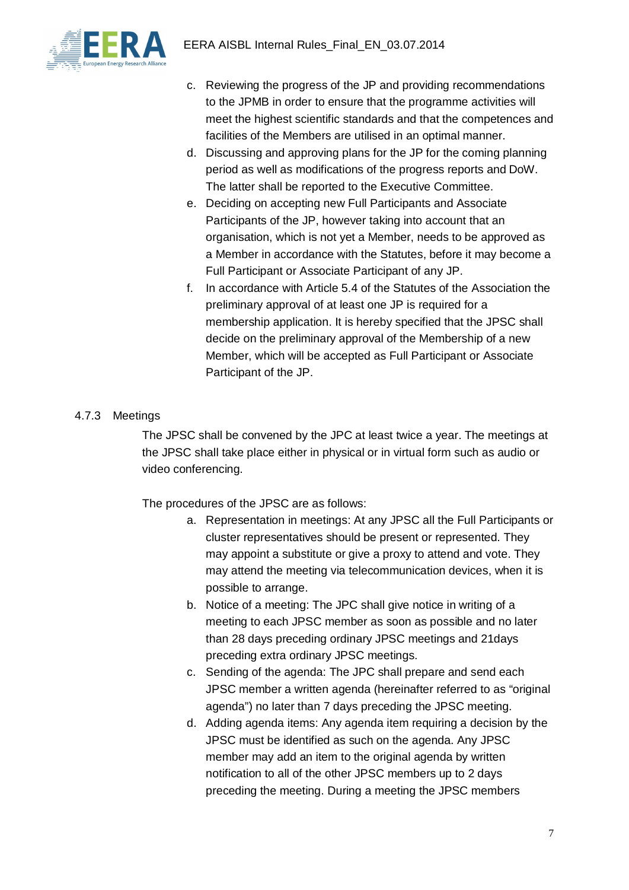c. Reviewing the progress of the JP and providing recommendations to the JPMB in order to ensure that the programme activities will meet the highest scientific standards and that the competences and facilities of the Members are utilised in an optimal manner.
d. Discussing and approving plans for the JP for the coming planning period as well as modifications of the progress reports and DoW. The latter shall be reported to the Executive Committee.
e. Deciding on accepting new Full Participants and Associate Participants of the JP, however taking into account that an organisation, which is not yet a Member, needs to be approved as a Member in accordance with the Statutes, before it may become a Full Participant or Associate Participant of any JP.
f. In accordance with Article 5.4 of the Statutes of the Association the preliminary approval of at least one JP is required for a membership application. It is hereby specified that the JPSC shall decide on the preliminary approval of the Membership of a new Member, which will be accepted as Full Participant or Associate Participant of the JP.

#### 4.7.3 Meetings

The JPSC shall be convened by the JPC at least twice a year. The meetings at the JPSC shall take place either in physical or in virtual form such as audio or video conferencing.

The procedures of the JPSC are as follows:

a. Representation in meetings: At any JPSC all the Full Participants or cluster representatives should be present or represented. They may appoint a substitute or give a proxy to attend and vote. They may attend the meeting via telecommunication devices, when it is possible to arrange.
b. Notice of a meeting: The JPC shall give notice in writing of a meeting to each JPSC member as soon as possible and no later than 28 days preceding ordinary JPSC meetings and 21days preceding extra ordinary JPSC meetings.
c. Sending of the agenda: The JPC shall prepare and send each JPSC member a written agenda (hereinafter referred to as "original agenda") no later than 7 days preceding the JPSC meeting.
d. Adding agenda items: Any agenda item requiring a decision by the JPSC must be identified as such on the agenda. Any JPSC member may add an item to the original agenda by written notification to all of the other JPSC members up to 2 days preceding the meeting. During a meeting the JPSC members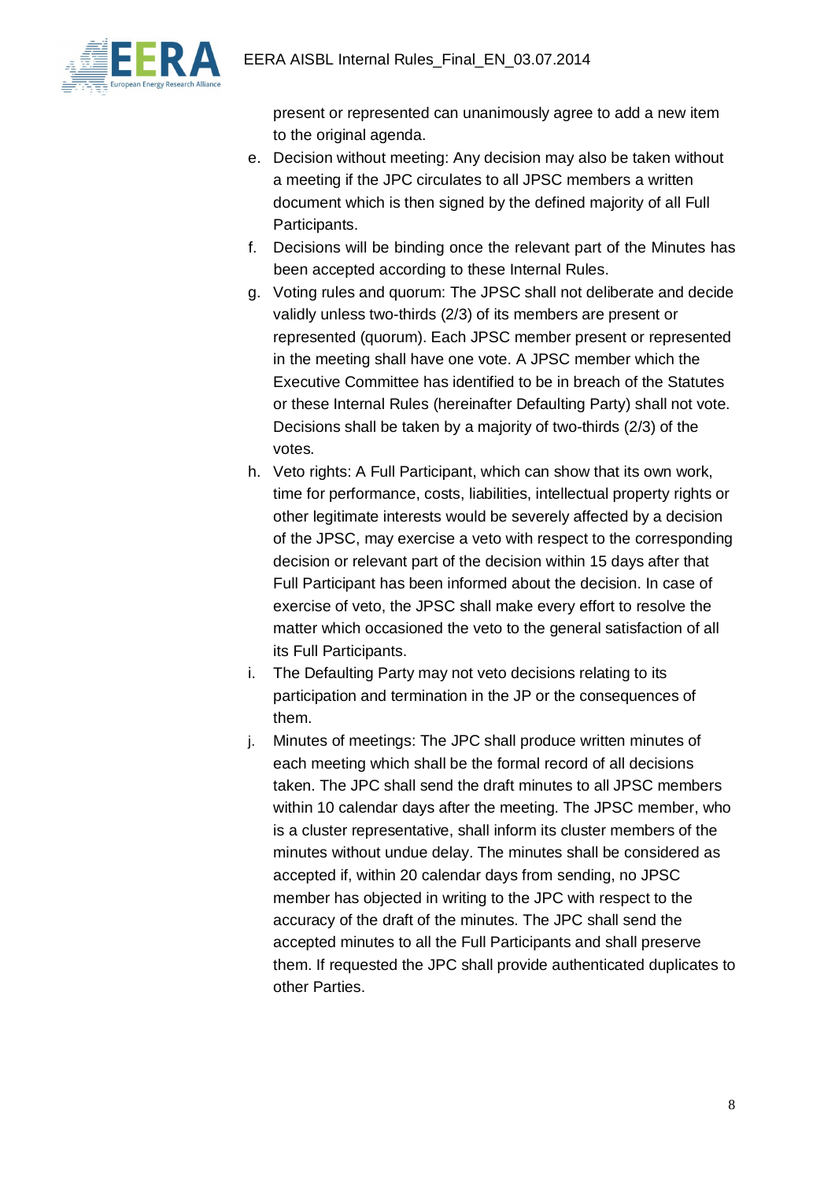present or represented can unanimously agree to add a new item to the original agenda.

e. Decision without meeting: Any decision may also be taken without a meeting if the JPC circulates to all JPSC members a written document which is then signed by the defined majority of all Full Participants.

f. Decisions will be binding once the relevant part of the Minutes has been accepted according to these Internal Rules.

g. Voting rules and quorum: The JPSC shall not deliberate and decide validly unless two-thirds (2/3) of its members are present or represented (quorum). Each JPSC member present or represented in the meeting shall have one vote. A JPSC member which the Executive Committee has identified to be in breach of the Statutes or these Internal Rules (hereinafter Defaulting Party) shall not vote. Decisions shall be taken by a majority of two-thirds (2/3) of the votes.

h. Veto rights: A Full Participant, which can show that its own work, time for performance, costs, liabilities, intellectual property rights or other legitimate interests would be severely affected by a decision of the JPSC, may exercise a veto with respect to the corresponding decision or relevant part of the decision within 15 days after that Full Participant has been informed about the decision. In case of exercise of veto, the JPSC shall make every effort to resolve the matter which occasioned the veto to the general satisfaction of all its Full Participants.

i. The Defaulting Party may not veto decisions relating to its participation and termination in the JP or the consequences of them.

j. Minutes of meetings: The JPC shall produce written minutes of each meeting which shall be the formal record of all decisions taken. The JPC shall send the draft minutes to all JPSC members within 10 calendar days after the meeting. The JPSC member, who is a cluster representative, shall inform its cluster members of the minutes without undue delay. The minutes shall be considered as accepted if, within 20 calendar days from sending, no JPSC member has objected in writing to the JPC with respect to the accuracy of the draft of the minutes. The JPC shall send the accepted minutes to all the Full Participants and shall preserve them. If requested the JPC shall provide authenticated duplicates to other Parties.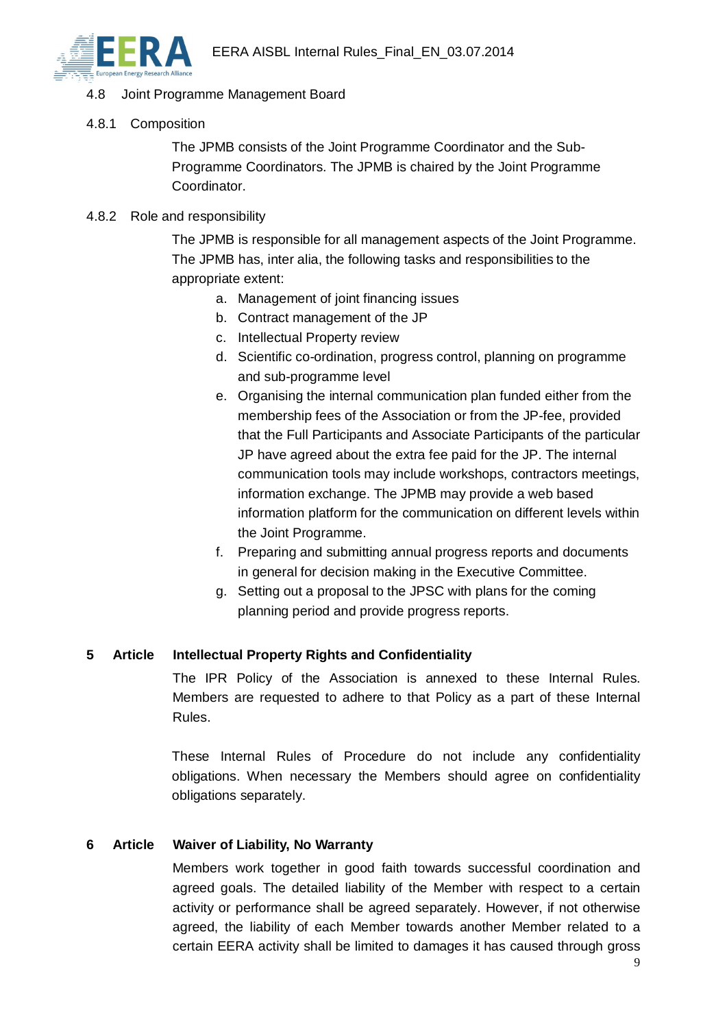### 4.8 Joint Programme Management Board

#### 4.8.1 Composition

The JPMB consists of the Joint Programme Coordinator and the Sub-Programme Coordinators. The JPMB is chaired by the Joint Programme Coordinator.

#### 4.8.2 Role and responsibility

The JPMB is responsible for all management aspects of the Joint Programme. The JPMB has, inter alia, the following tasks and responsibilities to the appropriate extent:

a. Management of joint financing issues
b. Contract management of the JP
c. Intellectual Property review
d. Scientific co-ordination, progress control, planning on programme and sub-programme level
e. Organising the internal communication plan funded either from the membership fees of the Association or from the JP-fee, provided that the Full Participants and Associate Participants of the particular JP have agreed about the extra fee paid for the JP. The internal communication tools may include workshops, contractors meetings, information exchange. The JPMB may provide a web based information platform for the communication on different levels within the Joint Programme.
f. Preparing and submitting annual progress reports and documents in general for decision making in the Executive Committee.
g. Setting out a proposal to the JPSC with plans for the coming planning period and provide progress reports.

## 5 Article Intellectual Property Rights and Confidentiality

The IPR Policy of the Association is annexed to these Internal Rules. Members are requested to adhere to that Policy as a part of these Internal Rules.

These Internal Rules of Procedure do not include any confidentiality obligations. When necessary the Members should agree on confidentiality obligations separately.

## 6 Article Waiver of Liability, No Warranty

Members work together in good faith towards successful coordination and agreed goals. The detailed liability of the Member with respect to a certain activity or performance shall be agreed separately. However, if not otherwise agreed, the liability of each Member towards another Member related to a certain EERA activity shall be limited to damages it has caused through gross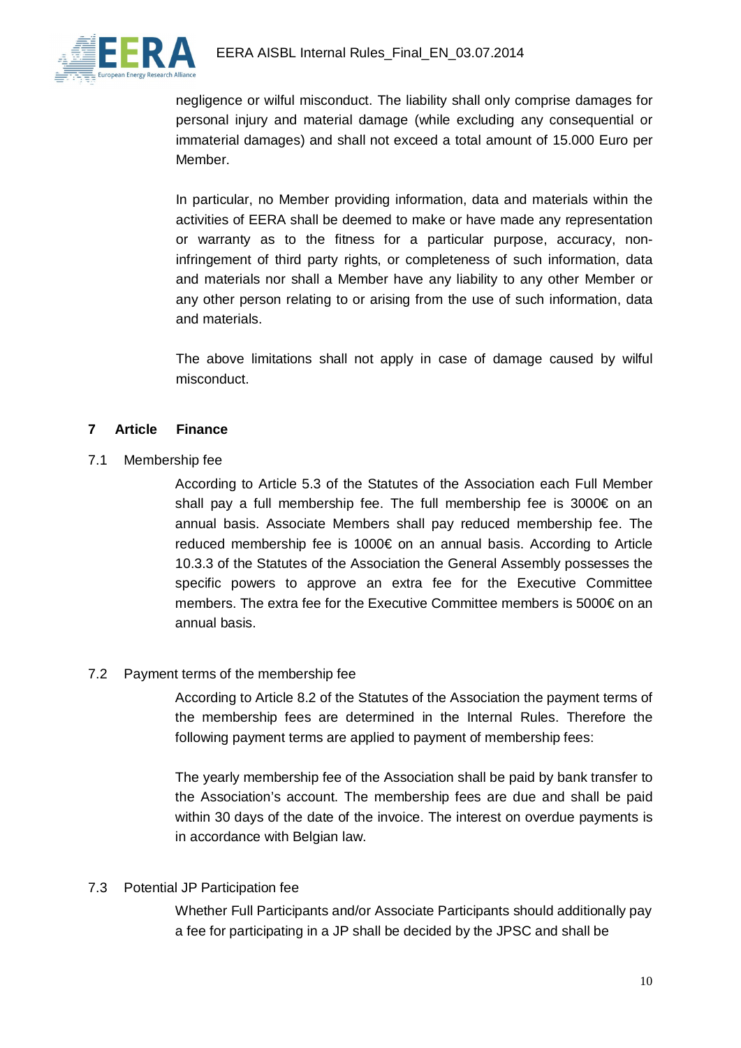negligence or wilful misconduct. The liability shall only comprise damages for personal injury and material damage (while excluding any consequential or immaterial damages) and shall not exceed a total amount of 15.000 Euro per Member.

In particular, no Member providing information, data and materials within the activities of EERA shall be deemed to make or have made any representation or warranty as to the fitness for a particular purpose, accuracy, non-infringement of third party rights, or completeness of such information, data and materials nor shall a Member have any liability to any other Member or any other person relating to or arising from the use of such information, data and materials.

The above limitations shall not apply in case of damage caused by wilful misconduct.

## 7 Article Finance

### 7.1 Membership fee

According to Article 5.3 of the Statutes of the Association each Full Member shall pay a full membership fee. The full membership fee is 3000€ on an annual basis. Associate Members shall pay reduced membership fee. The reduced membership fee is 1000€ on an annual basis. According to Article 10.3.3 of the Statutes of the Association the General Assembly possesses the specific powers to approve an extra fee for the Executive Committee members. The extra fee for the Executive Committee members is 5000€ on an annual basis.

### 7.2 Payment terms of the membership fee

According to Article 8.2 of the Statutes of the Association the payment terms of the membership fees are determined in the Internal Rules. Therefore the following payment terms are applied to payment of membership fees:

The yearly membership fee of the Association shall be paid by bank transfer to the Association's account. The membership fees are due and shall be paid within 30 days of the date of the invoice. The interest on overdue payments is in accordance with Belgian law.

### 7.3 Potential JP Participation fee

Whether Full Participants and/or Associate Participants should additionally pay a fee for participating in a JP shall be decided by the JPSC and shall be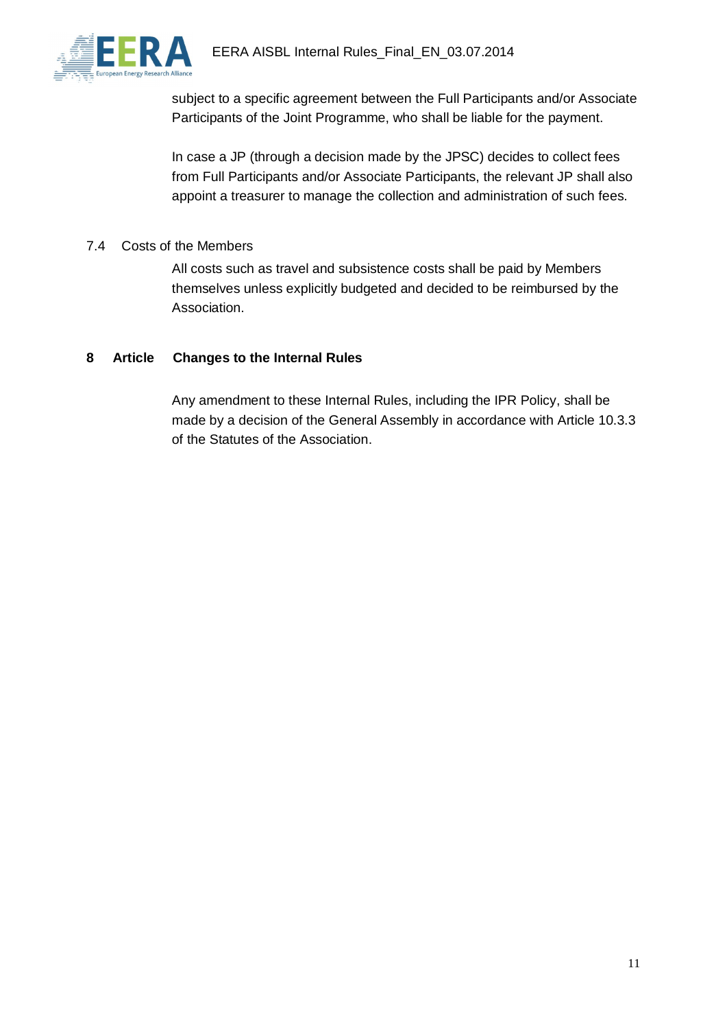subject to a specific agreement between the Full Participants and/or Associate Participants of the Joint Programme, who shall be liable for the payment.

In case a JP (through a decision made by the JPSC) decides to collect fees from Full Participants and/or Associate Participants, the relevant JP shall also appoint a treasurer to manage the collection and administration of such fees.

7.4 Costs of the Members

All costs such as travel and subsistence costs shall be paid by Members themselves unless explicitly budgeted and decided to be reimbursed by the Association.

## 8 Article Changes to the Internal Rules

Any amendment to these Internal Rules, including the IPR Policy, shall be made by a decision of the General Assembly in accordance with Article 10.3.3 of the Statutes of the Association.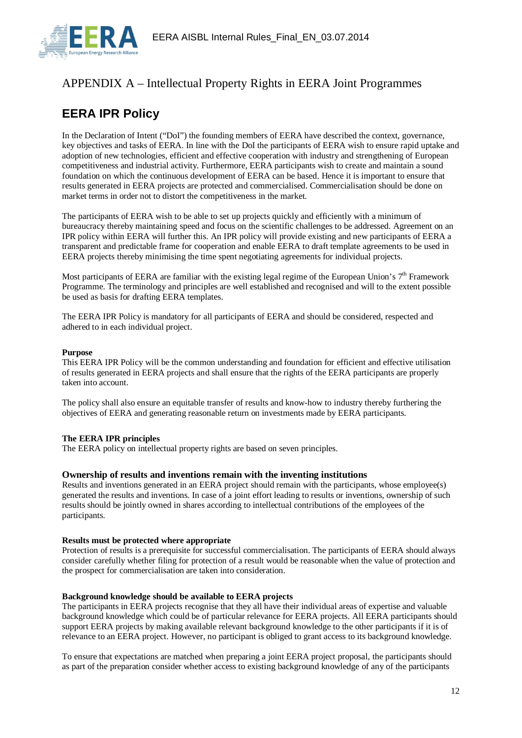# APPENDIX A – Intellectual Property Rights in EERA Joint Programmes

## EERA IPR Policy

In the Declaration of Intent ("DoI") the founding members of EERA have described the context, governance, key objectives and tasks of EERA. In line with the DoI the participants of EERA wish to ensure rapid uptake and adoption of new technologies, efficient and effective cooperation with industry and strengthening of European competitiveness and industrial activity. Furthermore, EERA participants wish to create and maintain a sound foundation on which the continuous development of EERA can be based. Hence it is important to ensure that results generated in EERA projects are protected and commercialised. Commercialisation should be done on market terms in order not to distort the competitiveness in the market.

The participants of EERA wish to be able to set up projects quickly and efficiently with a minimum of bureaucracy thereby maintaining speed and focus on the scientific challenges to be addressed. Agreement on an IPR policy within EERA will further this. An IPR policy will provide existing and new participants of EERA a transparent and predictable frame for cooperation and enable EERA to draft template agreements to be used in EERA projects thereby minimising the time spent negotiating agreements for individual projects.

Most participants of EERA are familiar with the existing legal regime of the European Union's 7th Framework Programme. The terminology and principles are well established and recognised and will to the extent possible be used as basis for drafting EERA templates.

The EERA IPR Policy is mandatory for all participants of EERA and should be considered, respected and adhered to in each individual project.

**Purpose**
This EERA IPR Policy will be the common understanding and foundation for efficient and effective utilisation of results generated in EERA projects and shall ensure that the rights of the EERA participants are properly taken into account.

The policy shall also ensure an equitable transfer of results and know-how to industry thereby furthering the objectives of EERA and generating reasonable return on investments made by EERA participants.

**The EERA IPR principles**
The EERA policy on intellectual property rights are based on seven principles.

### Ownership of results and inventions remain with the inventing institutions

Results and inventions generated in an EERA project should remain with the participants, whose employee(s) generated the results and inventions. In case of a joint effort leading to results or inventions, ownership of such results should be jointly owned in shares according to intellectual contributions of the employees of the participants.

**Results must be protected where appropriate**
Protection of results is a prerequisite for successful commercialisation. The participants of EERA should always consider carefully whether filing for protection of a result would be reasonable when the value of protection and the prospect for commercialisation are taken into consideration.

**Background knowledge should be available to EERA projects**
The participants in EERA projects recognise that they all have their individual areas of expertise and valuable background knowledge which could be of particular relevance for EERA projects. All EERA participants should support EERA projects by making available relevant background knowledge to the other participants if it is of relevance to an EERA project. However, no participant is obliged to grant access to its background knowledge.

To ensure that expectations are matched when preparing a joint EERA project proposal, the participants should as part of the preparation consider whether access to existing background knowledge of any of the participants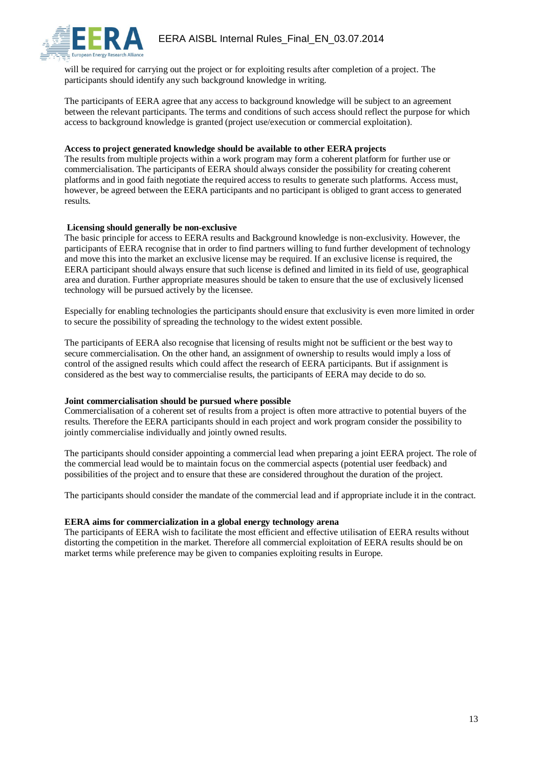will be required for carrying out the project or for exploiting results after completion of a project. The participants should identify any such background knowledge in writing.

The participants of EERA agree that any access to background knowledge will be subject to an agreement between the relevant participants. The terms and conditions of such access should reflect the purpose for which access to background knowledge is granted (project use/execution or commercial exploitation).

**Access to project generated knowledge should be available to other EERA projects**

The results from multiple projects within a work program may form a coherent platform for further use or commercialisation. The participants of EERA should always consider the possibility for creating coherent platforms and in good faith negotiate the required access to results to generate such platforms. Access must, however, be agreed between the EERA participants and no participant is obliged to grant access to generated results.

**Licensing should generally be non-exclusive**

The basic principle for access to EERA results and Background knowledge is non-exclusivity. However, the participants of EERA recognise that in order to find partners willing to fund further development of technology and move this into the market an exclusive license may be required. If an exclusive license is required, the EERA participant should always ensure that such license is defined and limited in its field of use, geographical area and duration. Further appropriate measures should be taken to ensure that the use of exclusively licensed technology will be pursued actively by the licensee.

Especially for enabling technologies the participants should ensure that exclusivity is even more limited in order to secure the possibility of spreading the technology to the widest extent possible.

The participants of EERA also recognise that licensing of results might not be sufficient or the best way to secure commercialisation. On the other hand, an assignment of ownership to results would imply a loss of control of the assigned results which could affect the research of EERA participants. But if assignment is considered as the best way to commercialise results, the participants of EERA may decide to do so.

**Joint commercialisation should be pursued where possible**

Commercialisation of a coherent set of results from a project is often more attractive to potential buyers of the results. Therefore the EERA participants should in each project and work program consider the possibility to jointly commercialise individually and jointly owned results.

The participants should consider appointing a commercial lead when preparing a joint EERA project. The role of the commercial lead would be to maintain focus on the commercial aspects (potential user feedback) and possibilities of the project and to ensure that these are considered throughout the duration of the project.

The participants should consider the mandate of the commercial lead and if appropriate include it in the contract.

**EERA aims for commercialization in a global energy technology arena**

The participants of EERA wish to facilitate the most efficient and effective utilisation of EERA results without distorting the competition in the market. Therefore all commercial exploitation of EERA results should be on market terms while preference may be given to companies exploiting results in Europe.